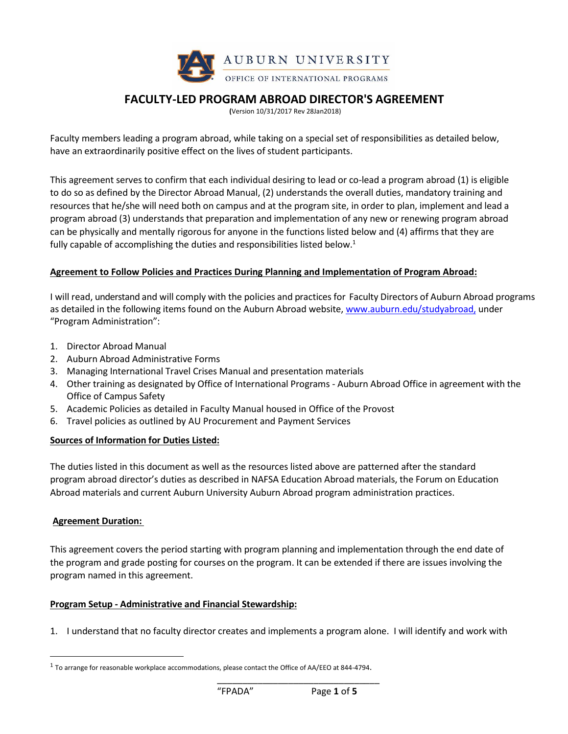AUBURN UNIVERSITY

OFFICE OF INTERNATIONAL PROGRAMS

# FACULTY-LED PROGRAM ABROAD DIRECTOR'S AGREEMENT

(Version 10/31/2017 Rev 28Jan2018)

Faculty members leading a program abroad, while taking on a special set of responsibilities as detailed below, have an extraordinarily positive effect on the lives of student participants.

This agreement serves to confirm that each individual desiring to lead or co-lead a program abroad (1) is eligible to do so as defined by the Director Abroad Manual, (2) understands the overall duties, mandatory training and resources that he/she will need both on campus and at the program site, in order to plan, implement and lead a program abroad (3) understands that preparation and implementation of any new or renewing program abroad can be physically and mentally rigorous for anyone in the functions listed below and (4) affirms that they are fully capable of accomplishing the duties and responsibilities listed below.[1]

**Agreement to Follow Policies and Practices During Planning and Implementation of Program Abroad:**

I will read, understand and will comply with the policies and practices for Faculty Directors of Auburn Abroad programs as detailed in the following items found on the Auburn Abroad website, www.auburn.edu/studyabroad, under "Program Administration":

1. Director Abroad Manual
2. Auburn Abroad Administrative Forms
3. Managing International Travel Crises Manual and presentation materials
4. Other training as designated by Office of International Programs - Auburn Abroad Office in agreement with the Office of Campus Safety
5. Academic Policies as detailed in Faculty Manual housed in Office of the Provost
6. Travel policies as outlined by AU Procurement and Payment Services

**Sources of Information for Duties Listed:**

The duties listed in this document as well as the resources listed above are patterned after the standard program abroad director's duties as described in NAFSA Education Abroad materials, the Forum on Education Abroad materials and current Auburn University Auburn Abroad program administration practices.

**Agreement Duration:**

This agreement covers the period starting with program planning and implementation through the end date of the program and grade posting for courses on the program. It can be extended if there are issues involving the program named in this agreement.

**Program Setup - Administrative and Financial Stewardship:**

1. I understand that no faculty director creates and implements a program alone. I will identify and work with

[1] To arrange for reasonable workplace accommodations, please contact the Office of AA/EEO at 844-4794.

"FPADA"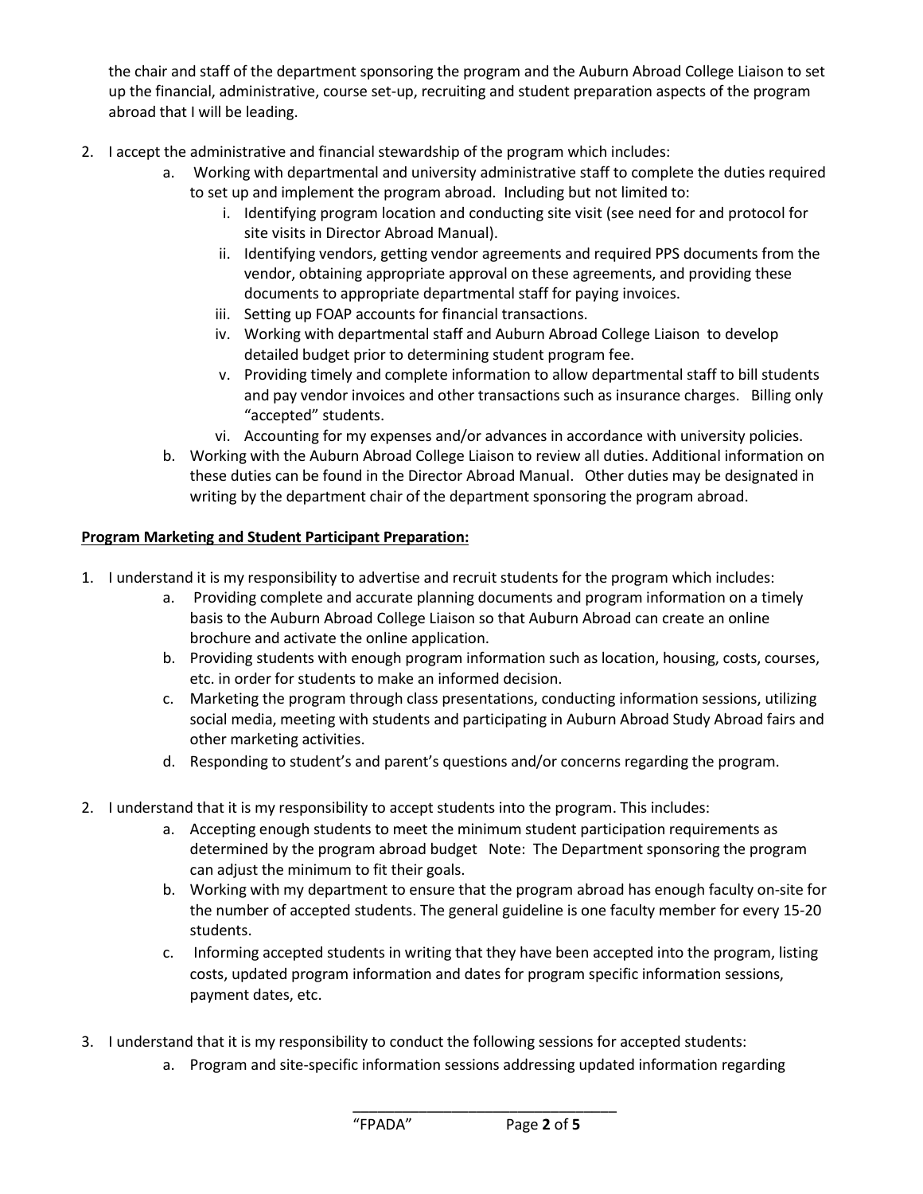the chair and staff of the department sponsoring the program and the Auburn Abroad College Liaison to set up the financial, administrative, course set-up, recruiting and student preparation aspects of the program abroad that I will be leading.

2. I accept the administrative and financial stewardship of the program which includes:
    a. Working with departmental and university administrative staff to complete the duties required to set up and implement the program abroad. Including but not limited to:
        i. Identifying program location and conducting site visit (see need for and protocol for site visits in Director Abroad Manual).
        ii. Identifying vendors, getting vendor agreements and required PPS documents from the vendor, obtaining appropriate approval on these agreements, and providing these documents to appropriate departmental staff for paying invoices.
        iii. Setting up FOAP accounts for financial transactions.
        iv. Working with departmental staff and Auburn Abroad College Liaison to develop detailed budget prior to determining student program fee.
        v. Providing timely and complete information to allow departmental staff to bill students and pay vendor invoices and other transactions such as insurance charges. Billing only "accepted" students.
        vi. Accounting for my expenses and/or advances in accordance with university policies.
    b. Working with the Auburn Abroad College Liaison to review all duties. Additional information on these duties can be found in the Director Abroad Manual. Other duties may be designated in writing by the department chair of the department sponsoring the program abroad.

**<u>Program Marketing and Student Participant Preparation:</u>**

1. I understand it is my responsibility to advertise and recruit students for the program which includes:
    a. Providing complete and accurate planning documents and program information on a timely basis to the Auburn Abroad College Liaison so that Auburn Abroad can create an online brochure and activate the online application.
    b. Providing students with enough program information such as location, housing, costs, courses, etc. in order for students to make an informed decision.
    c. Marketing the program through class presentations, conducting information sessions, utilizing social media, meeting with students and participating in Auburn Abroad Study Abroad fairs and other marketing activities.
    d. Responding to student's and parent's questions and/or concerns regarding the program.

2. I understand that it is my responsibility to accept students into the program. This includes:
    a. Accepting enough students to meet the minimum student participation requirements as determined by the program abroad budget Note: The Department sponsoring the program can adjust the minimum to fit their goals.
    b. Working with my department to ensure that the program abroad has enough faculty on-site for the number of accepted students. The general guideline is one faculty member for every 15-20 students.
    c. Informing accepted students in writing that they have been accepted into the program, listing costs, updated program information and dates for program specific information sessions, payment dates, etc.

3. I understand that it is my responsibility to conduct the following sessions for accepted students:
    a. Program and site-specific information sessions addressing updated information regarding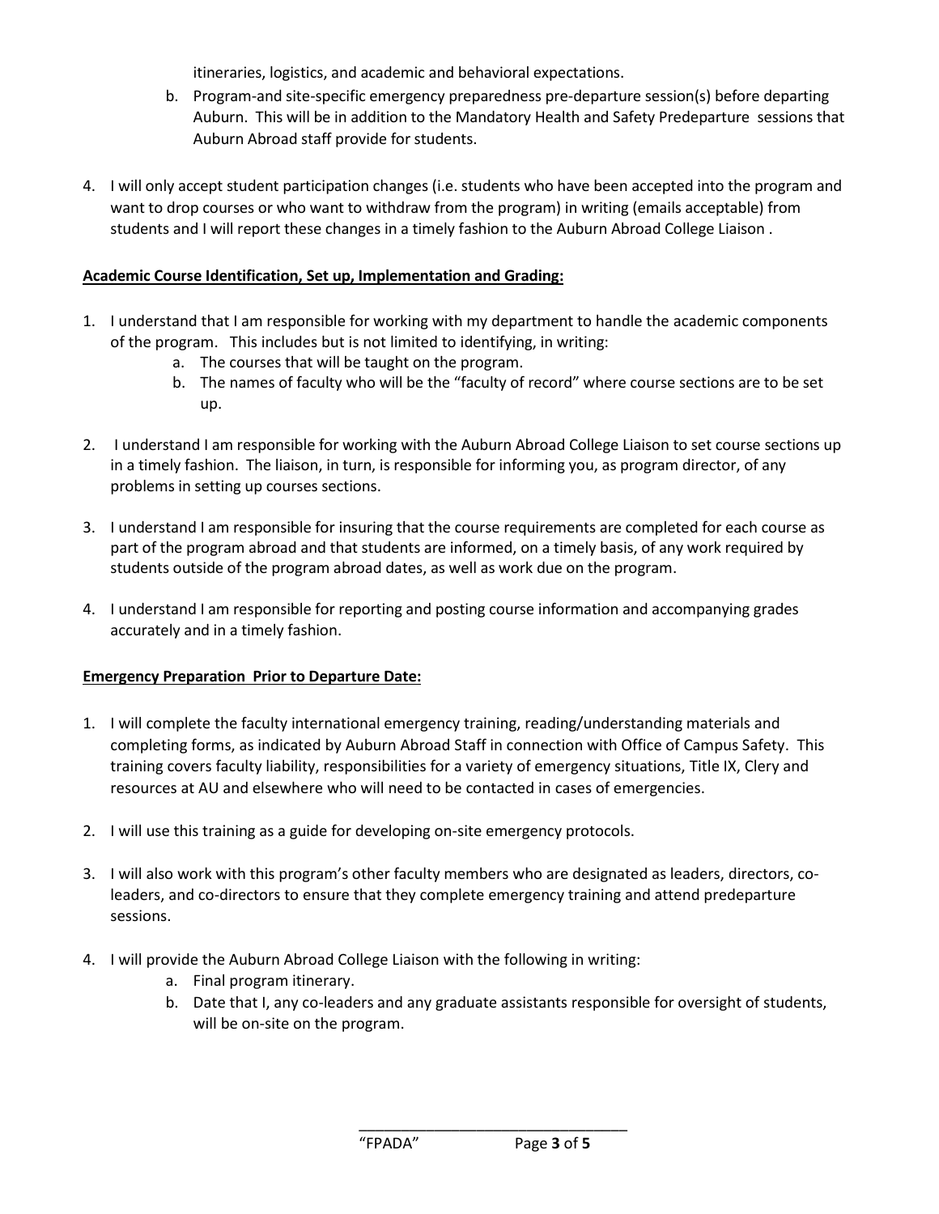itineraries, logistics, and academic and behavioral expectations.

   b. Program-and site-specific emergency preparedness pre-departure session(s) before departing Auburn. This will be in addition to the Mandatory Health and Safety Predeparture sessions that Auburn Abroad staff provide for students.

4. I will only accept student participation changes (i.e. students who have been accepted into the program and want to drop courses or who want to withdraw from the program) in writing (emails acceptable) from students and I will report these changes in a timely fashion to the Auburn Abroad College Liaison .

**Academic Course Identification, Set up, Implementation and Grading:**

1. I understand that I am responsible for working with my department to handle the academic components of the program. This includes but is not limited to identifying, in writing:
   a. The courses that will be taught on the program.
   b. The names of faculty who will be the "faculty of record" where course sections are to be set up.

2. I understand I am responsible for working with the Auburn Abroad College Liaison to set course sections up in a timely fashion. The liaison, in turn, is responsible for informing you, as program director, of any problems in setting up courses sections.

3. I understand I am responsible for insuring that the course requirements are completed for each course as part of the program abroad and that students are informed, on a timely basis, of any work required by students outside of the program abroad dates, as well as work due on the program.

4. I understand I am responsible for reporting and posting course information and accompanying grades accurately and in a timely fashion.

**Emergency Preparation Prior to Departure Date:**

1. I will complete the faculty international emergency training, reading/understanding materials and completing forms, as indicated by Auburn Abroad Staff in connection with Office of Campus Safety. This training covers faculty liability, responsibilities for a variety of emergency situations, Title IX, Clery and resources at AU and elsewhere who will need to be contacted in cases of emergencies.

2. I will use this training as a guide for developing on-site emergency protocols.

3. I will also work with this program's other faculty members who are designated as leaders, directors, co-leaders, and co-directors to ensure that they complete emergency training and attend predeparture sessions.

4. I will provide the Auburn Abroad College Liaison with the following in writing:
   a. Final program itinerary.
   b. Date that I, any co-leaders and any graduate assistants responsible for oversight of students, will be on-site on the program.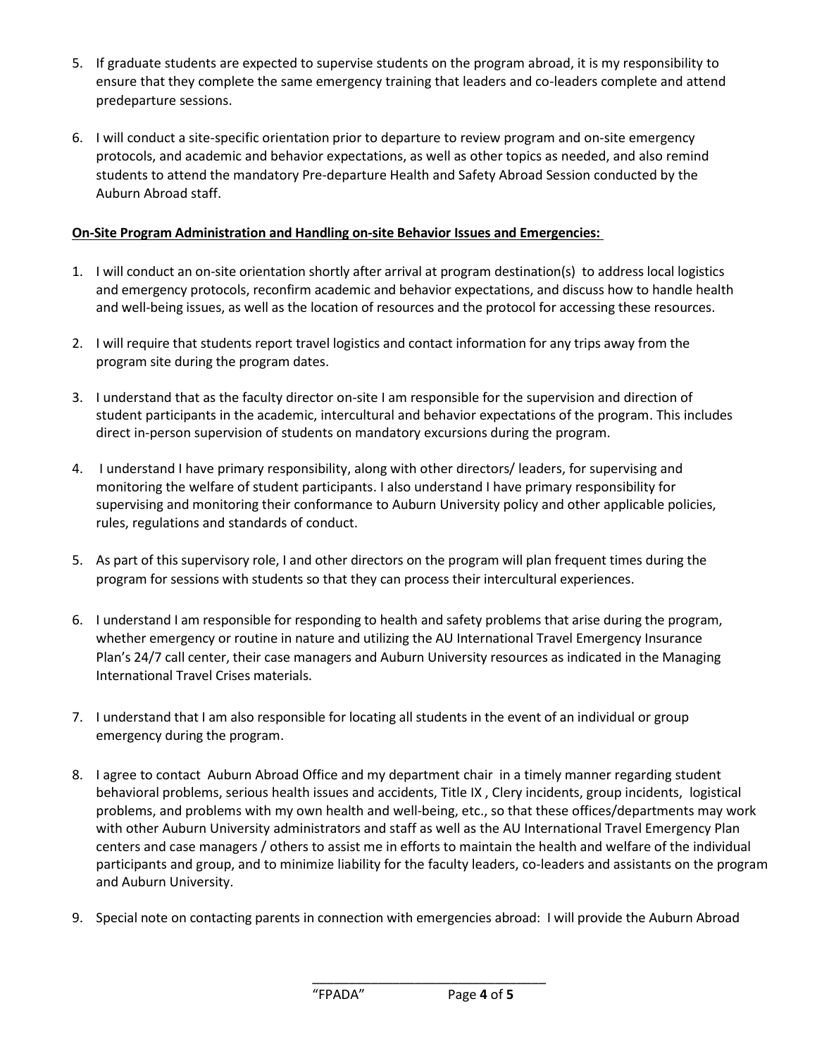5. If graduate students are expected to supervise students on the program abroad, it is my responsibility to ensure that they complete the same emergency training that leaders and co-leaders complete and attend predeparture sessions.

6. I will conduct a site-specific orientation prior to departure to review program and on-site emergency protocols, and academic and behavior expectations, as well as other topics as needed, and also remind students to attend the mandatory Pre-departure Health and Safety Abroad Session conducted by the Auburn Abroad staff.

**On-Site Program Administration and Handling on-site Behavior Issues and Emergencies:**

1. I will conduct an on-site orientation shortly after arrival at program destination(s) to address local logistics and emergency protocols, reconfirm academic and behavior expectations, and discuss how to handle health and well-being issues, as well as the location of resources and the protocol for accessing these resources.

2. I will require that students report travel logistics and contact information for any trips away from the program site during the program dates.

3. I understand that as the faculty director on-site I am responsible for the supervision and direction of student participants in the academic, intercultural and behavior expectations of the program. This includes direct in-person supervision of students on mandatory excursions during the program.

4. I understand I have primary responsibility, along with other directors/ leaders, for supervising and monitoring the welfare of student participants. I also understand I have primary responsibility for supervising and monitoring their conformance to Auburn University policy and other applicable policies, rules, regulations and standards of conduct.

5. As part of this supervisory role, I and other directors on the program will plan frequent times during the program for sessions with students so that they can process their intercultural experiences.

6. I understand I am responsible for responding to health and safety problems that arise during the program, whether emergency or routine in nature and utilizing the AU International Travel Emergency Insurance Plan's 24/7 call center, their case managers and Auburn University resources as indicated in the Managing International Travel Crises materials.

7. I understand that I am also responsible for locating all students in the event of an individual or group emergency during the program.

8. I agree to contact Auburn Abroad Office and my department chair in a timely manner regarding student behavioral problems, serious health issues and accidents, Title IX , Clery incidents, group incidents, logistical problems, and problems with my own health and well-being, etc., so that these offices/departments may work with other Auburn University administrators and staff as well as the AU International Travel Emergency Plan centers and case managers / others to assist me in efforts to maintain the health and welfare of the individual participants and group, and to minimize liability for the faculty leaders, co-leaders and assistants on the program and Auburn University.

9. Special note on contacting parents in connection with emergencies abroad: I will provide the Auburn Abroad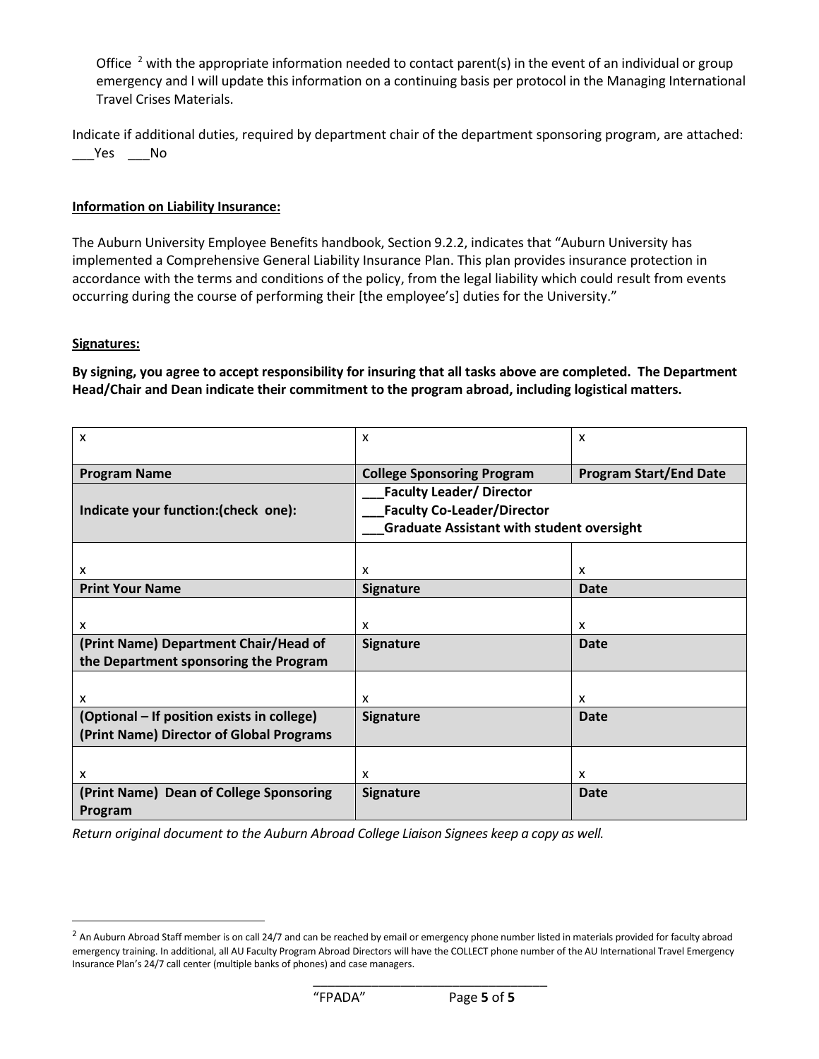Office [2] with the appropriate information needed to contact parent(s) in the event of an individual or group emergency and I will update this information on a continuing basis per protocol in the Managing International Travel Crises Materials.

Indicate if additional duties, required by department chair of the department sponsoring program, are attached: ___Yes ___No

**Information on Liability Insurance:**

The Auburn University Employee Benefits handbook, Section 9.2.2, indicates that "Auburn University has implemented a Comprehensive General Liability Insurance Plan. This plan provides insurance protection in accordance with the terms and conditions of the policy, from the legal liability which could result from events occurring during the course of performing their [the employee's] duties for the University."

**Signatures:**

**By signing, you agree to accept responsibility for insuring that all tasks above are completed. The Department Head/Chair and Dean indicate their commitment to the program abroad, including logistical matters.**

| | | |
|---|---|---|
| x | x | x |
| **Program Name** | **College Sponsoring Program** | **Program Start/End Date** |
| **Indicate your function:(check one):** | ___**Faculty Leader/ Director**<br>___**Faculty Co-Leader/Director**<br>___**Graduate Assistant with student oversight** | |
| x | x | x |
| **Print Your Name** | **Signature** | **Date** |
| x | x | x |
| **(Print Name) Department Chair/Head of the Department sponsoring the Program** | **Signature** | **Date** |
| x | x | x |
| **(Optional – If position exists in college) (Print Name) Director of Global Programs** | **Signature** | **Date** |
| x | x | x |
| **(Print Name) Dean of College Sponsoring Program** | **Signature** | **Date** |

*Return original document to the Auburn Abroad College Liaison Signees keep a copy as well.*

[2] An Auburn Abroad Staff member is on call 24/7 and can be reached by email or emergency phone number listed in materials provided for faculty abroad emergency training. In additional, all AU Faculty Program Abroad Directors will have the COLLECT phone number of the AU International Travel Emergency Insurance Plan's 24/7 call center (multiple banks of phones) and case managers.